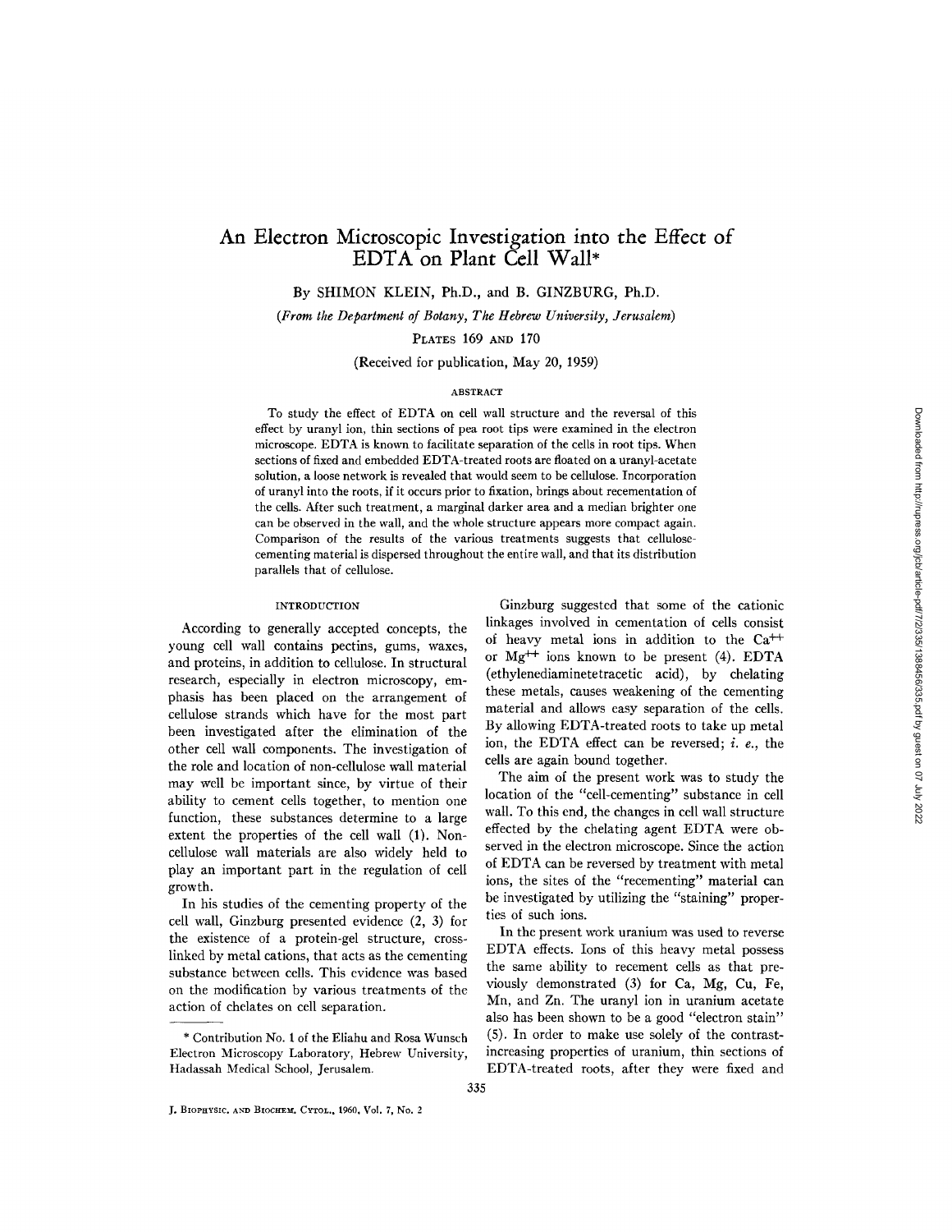# An Electron Microscopic Investigation into the Effect of EDTA on Plant Cell Wall*

By SHIMON KLEIN, Ph.D., and B. GINZBURG, Ph.D.

*(From the Department of Botany, The Hebrew University, Jerusalem)*

PLATES 169 AND 170

(Received for publication, May 20, 1959)

## ABSTRACT

To study the effect of EDTA on cell wall structure and the reversal of this effect by uranyl ion, thin sections of pea root tips were examined in the electron microscope. EDTA is known to facilitate separation of the cells in root tips. When sections of fixed and embedded EDTA-treated roots are floated on a uranyl-acetate solution, a loose network is revealed that would seem to be cellulose. Incorporation of uranyl into the roots, if it occurs prior to fixation, brings about recementation of the cells. After such treatment, a marginal darker area and a median brighter one can be observed in the wall, and the whole structure appears more compact again. Comparison of the results of the various treatments suggests that cellulose-cementing material is dispersed throughout the entire wall, and that its distribution parallels that of cellulose.

## INTRODUCTION

According to generally accepted concepts, the young cell wall contains pectins, gums, waxes, and proteins, in addition to cellulose. In structural research, especially in electron microscopy, emphasis has been placed on the arrangement of cellulose strands which have for the most part been investigated after the elimination of the other cell wall components. The investigation of the role and location of non-cellulose wall material may well be important since, by virtue of their ability to cement cells together, to mention one function, these substances determine to a large extent the properties of the cell wall (1). Non-cellulose wall materials are also widely held to play an important part in the regulation of cell growth.

In his studies of the cementing property of the cell wall, Ginzburg presented evidence (2, 3) for the existence of a protein-gel structure, cross-linked by metal cations, that acts as the cementing substance between cells. This evidence was based on the modification by various treatments of the action of chelates on cell separation.

Ginzburg suggested that some of the cationic linkages involved in cementation of cells consist of heavy metal ions in addition to the $Ca^{++}$ or $Mg^{++}$ ions known to be present (4). EDTA (ethylenediaminetetracetic acid), by chelating these metals, causes weakening of the cementing material and allows easy separation of the cells. By allowing EDTA-treated roots to take up metal ion, the EDTA effect can be reversed; *i. e.*, the cells are again bound together.

The aim of the present work was to study the location of the "cell-cementing" substance in cell wall. To this end, the changes in cell wall structure effected by the chelating agent EDTA were observed in the electron microscope. Since the action of EDTA can be reversed by treatment with metal ions, the sites of the "recementing" material can be investigated by utilizing the "staining" properties of such ions.

In the present work uranium was used to reverse EDTA effects. Ions of this heavy metal possess the same ability to recement cells as that previously demonstrated (3) for Ca, Mg, Cu, Fe, Mn, and Zn. The uranyl ion in uranium acetate also has been shown to be a good "electron stain" (5). In order to make use solely of the contrast-increasing properties of uranium, thin sections of EDTA-treated roots, after they were fixed and

\* Contribution No. 1 of the Eliahu and Rosa Wunsch Electron Microscopy Laboratory, Hebrew University, Hadassah Medical School, Jerusalem.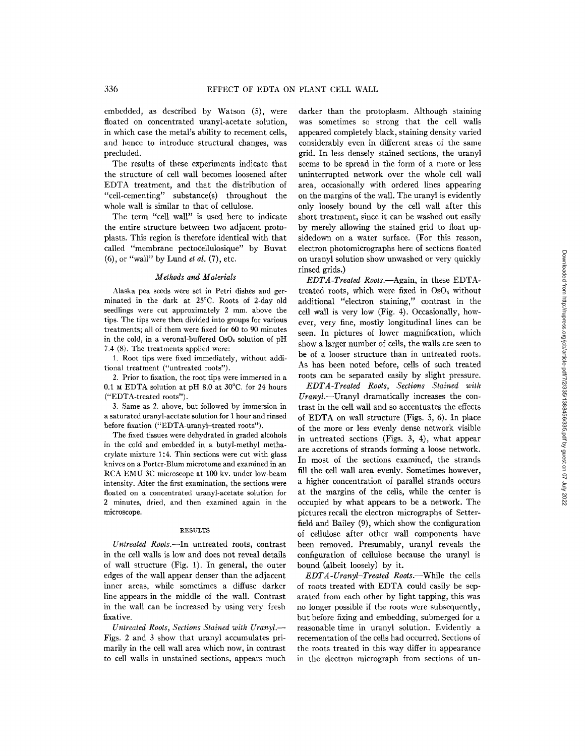embedded, as described by Watson (5), were floated on concentrated uranyl-acetate solution, in which case the metal's ability to recement cells, and hence to introduce structural changes, was precluded.

The results of these experiments indicate that the structure of cell wall becomes loosened after EDTA treatment, and that the distribution of "cell-cementing" substance(s) throughout the whole wall is similar to that of cellulose.

The term "cell wall" is used here to indicate the entire structure between two adjacent protoplasts. This region is therefore identical with that called "membrane pectocellulosique" by Buvat (6), or "wall" by Lund *et al.* (7), etc.

### *Methods and Materials*

Alaska pea seeds were set in Petri dishes and germinated in the dark at 25°C. Roots of 2-day old seedlings were cut approximately 2 mm. above the tips. The tips were then divided into groups for various treatments; all of them were fixed for 60 to 90 minutes in the cold, in a veronal-buffered $OsO_4$ solution of pH 7.4 (8). The treatments applied were:

1. Root tips were fixed immediately, without additional treatment ("untreated roots").
2. Prior to fixation, the root tips were immersed in a 0.1 M EDTA solution at pH 8.0 at 30°C. for 24 hours ("EDTA-treated roots").
3. Same as 2. above, but followed by immersion in a saturated uranyl-acetate solution for 1 hour and rinsed before fixation ("EDTA-uranyl-treated roots").

The fixed tissues were dehydrated in graded alcohols in the cold and embedded in a butyl-methyl methacrylate mixture 1:4. Thin sections were cut with glass knives on a Porter-Blum microtome and examined in an RCA EMU 3C microscope at 100 kv. under low-beam intensity. After the first examination, the sections were floated on a concentrated uranyl-acetate solution for 2 minutes, dried, and then examined again in the microscope.

## RESULTS

*Untreated Roots.*—In untreated roots, contrast in the cell walls is low and does not reveal details of wall structure (Fig. 1). In general, the outer edges of the wall appear denser than the adjacent inner areas, while sometimes a diffuse darker line appears in the middle of the wall. Contrast in the wall can be increased by using very fresh fixative.

*Untreated Roots, Sections Stained with Uranyl.*—Figs. 2 and 3 show that uranyl accumulates primarily in the cell wall area which now, in contrast to cell walls in unstained sections, appears much darker than the protoplasm. Although staining was sometimes so strong that the cell walls appeared completely black, staining density varied considerably even in different areas of the same grid. In less densely stained sections, the uranyl seems to be spread in the form of a more or less uninterrupted network over the whole cell wall area, occasionally with ordered lines appearing on the margins of the wall. The uranyl is evidently only loosely bound by the cell wall after this short treatment, since it can be washed out easily by merely allowing the stained grid to float upsidedown on a water surface. (For this reason, electron photomicrographs here of sections floated on uranyl solution show unwashed or very quickly rinsed grids.)

*EDTA-Treated Roots.*—Again, in these EDTA-treated roots, which were fixed in $OsO_4$ without additional "electron staining," contrast in the cell wall is very low (Fig. 4). Occasionally, however, very fine, mostly longitudinal lines can be seen. In pictures of lower magnification, which show a larger number of cells, the walls are seen to be of a looser structure than in untreated roots. As has been noted before, cells of such treated roots can be separated easily by slight pressure.

*EDTA-Treated Roots, Sections Stained with Uranyl.*—Uranyl dramatically increases the contrast in the cell wall and so accentuates the effects of EDTA on wall structure (Figs. 5, 6). In place of the more or less evenly dense network visible in untreated sections (Figs. 3, 4), what appear are accretions of strands forming a loose network. In most of the sections examined, the strands fill the cell wall area evenly. Sometimes however, a higher concentration of parallel strands occurs at the margins of the cells, while the center is occupied by what appears to be a network. The pictures recall the electron micrographs of Setterfield and Bailey (9), which show the configuration of cellulose after other wall components have been removed. Presumably, uranyl reveals the configuration of cellulose because the uranyl is bound (albeit loosely) by it.

*EDTA-Uranyl-Treated Roots.*—While the cells of roots treated with EDTA could easily be separated from each other by light tapping, this was no longer possible if the roots were subsequently, but before fixing and embedding, submerged for a reasonable time in uranyl solution. Evidently a recementation of the cells had occurred. Sections of the roots treated in this way differ in appearance in the electron micrograph from sections of un-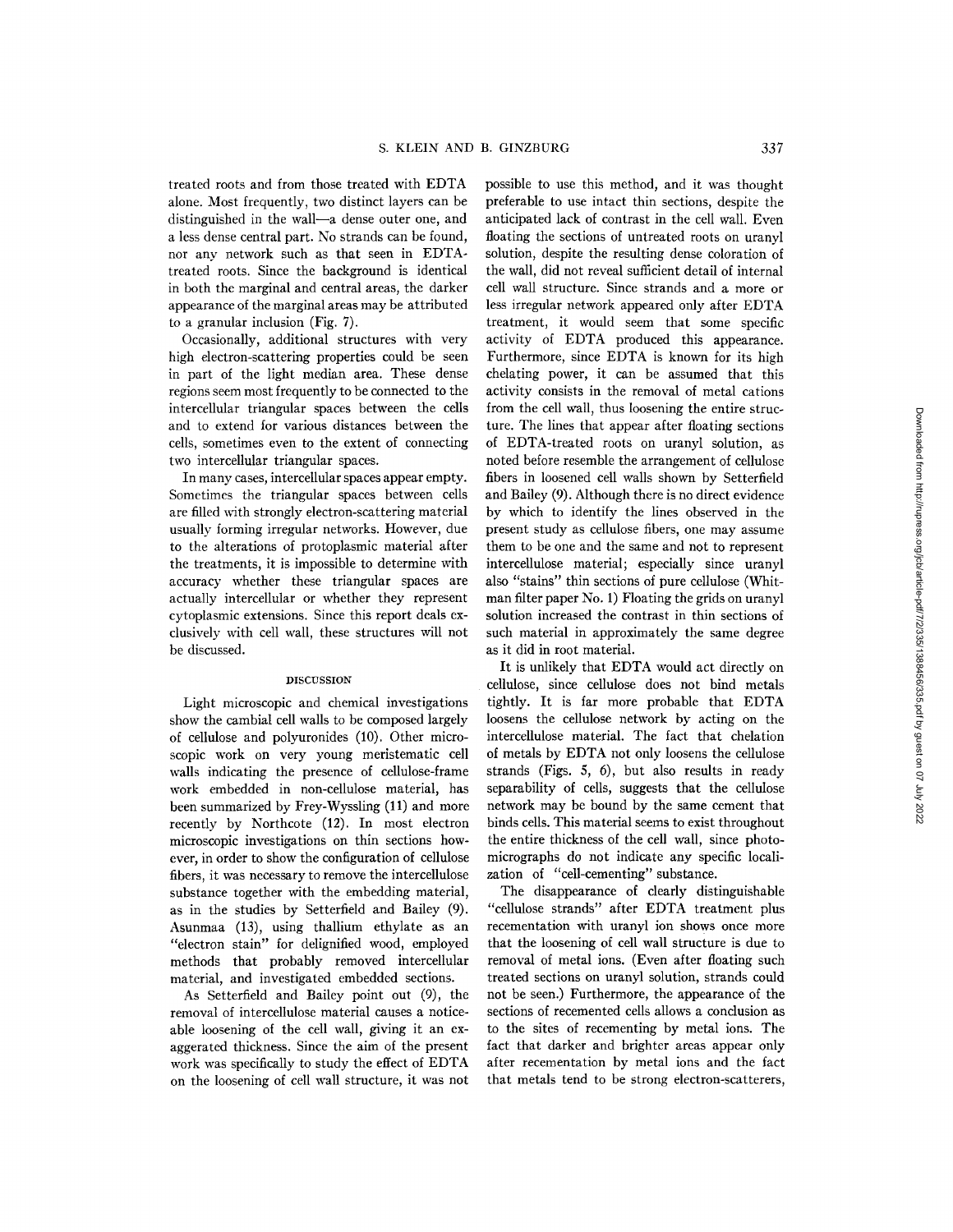treated roots and from those treated with EDTA alone. Most frequently, two distinct layers can be distinguished in the wall—a dense outer one, and a less dense central part. No strands can be found, nor any network such as that seen in EDTA-treated roots. Since the background is identical in both the marginal and central areas, the darker appearance of the marginal areas may be attributed to a granular inclusion (Fig. 7).

Occasionally, additional structures with very high electron-scattering properties could be seen in part of the light median area. These dense regions seem most frequently to be connected to the intercellular triangular spaces between the cells and to extend for various distances between the cells, sometimes even to the extent of connecting two intercellular triangular spaces.

In many cases, intercellular spaces appear empty. Sometimes the triangular spaces between cells are filled with strongly electron-scattering material usually forming irregular networks. However, due to the alterations of protoplasmic material after the treatments, it is impossible to determine with accuracy whether these triangular spaces are actually intercellular or whether they represent cytoplasmic extensions. Since this report deals exclusively with cell wall, these structures will not be discussed.

## DISCUSSION

Light microscopic and chemical investigations show the cambial cell walls to be composed largely of cellulose and polyuronides (10). Other microscopic work on very young meristematic cell walls indicating the presence of cellulose-frame work embedded in non-cellulose material, has been summarized by Frey-Wyssling (11) and more recently by Northcote (12). In most electron microscopic investigations on thin sections however, in order to show the configuration of cellulose fibers, it was necessary to remove the intercellulose substance together with the embedding material, as in the studies by Setterfield and Bailey (9). Asunmaa (13), using thallium ethylate as an "electron stain" for delignified wood, employed methods that probably removed intercellular material, and investigated embedded sections.

As Setterfield and Bailey point out (9), the removal of intercellulose material causes a noticeable loosening of the cell wall, giving it an exaggerated thickness. Since the aim of the present work was specifically to study the effect of EDTA on the loosening of cell wall structure, it was not possible to use this method, and it was thought preferable to use intact thin sections, despite the anticipated lack of contrast in the cell wall. Even floating the sections of untreated roots on uranyl solution, despite the resulting dense coloration of the wall, did not reveal sufficient detail of internal cell wall structure. Since strands and a more or less irregular network appeared only after EDTA treatment, it would seem that some specific activity of EDTA produced this appearance. Furthermore, since EDTA is known for its high chelating power, it can be assumed that this activity consists in the removal of metal cations from the cell wall, thus loosening the entire structure. The lines that appear after floating sections of EDTA-treated roots on uranyl solution, as noted before resemble the arrangement of cellulose fibers in loosened cell walls shown by Setterfield and Bailey (9). Although there is no direct evidence by which to identify the lines observed in the present study as cellulose fibers, one may assume them to be one and the same and not to represent intercellulose material; especially since uranyl also "stains" thin sections of pure cellulose (Whitman filter paper No. 1) Floating the grids on uranyl solution increased the contrast in thin sections of such material in approximately the same degree as it did in root material.

It is unlikely that EDTA would act directly on cellulose, since cellulose does not bind metals tightly. It is far more probable that EDTA loosens the cellulose network by acting on the intercellulose material. The fact that chelation of metals by EDTA not only loosens the cellulose strands (Figs. 5, 6), but also results in ready separability of cells, suggests that the cellulose network may be bound by the same cement that binds cells. This material seems to exist throughout the entire thickness of the cell wall, since photomicrographs do not indicate any specific localization of "cell-cementing" substance.

The disappearance of clearly distinguishable "cellulose strands" after EDTA treatment plus recementation with uranyl ion shows once more that the loosening of cell wall structure is due to removal of metal ions. (Even after floating such treated sections on uranyl solution, strands could not be seen.) Furthermore, the appearance of the sections of recemented cells allows a conclusion as to the sites of recementing by metal ions. The fact that darker and brighter areas appear only after recementation by metal ions and the fact that metals tend to be strong electron-scatterers,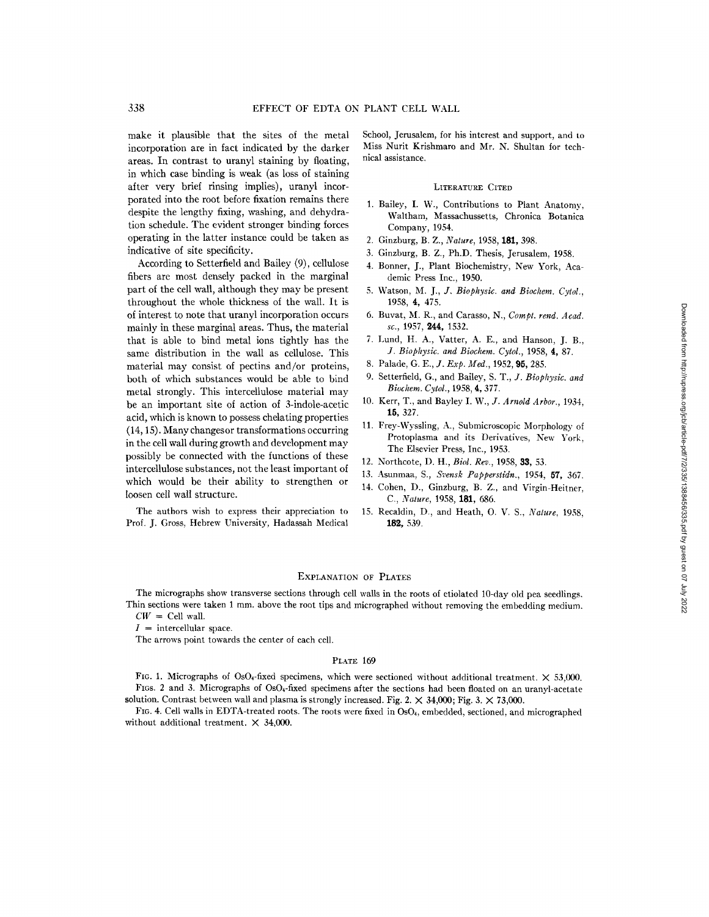make it plausible that the sites of the metal incorporation are in fact indicated by the darker areas. In contrast to uranyl staining by floating, in which case binding is weak (as loss of staining after very brief rinsing implies), uranyl incorporated into the root before fixation remains there despite the lengthy fixing, washing, and dehydration schedule. The evident stronger binding forces operating in the latter instance could be taken as indicative of site specificity.

According to Setterfield and Bailey (9), cellulose fibers are most densely packed in the marginal part of the cell wall, although they may be present throughout the whole thickness of the wall. It is of interest to note that uranyl incorporation occurs mainly in these marginal areas. Thus, the material that is able to bind metal ions tightly has the same distribution in the wall as cellulose. This material may consist of pectins and/or proteins, both of which substances would be able to bind metal strongly. This intercellulose material may be an important site of action of 3-indole-acetic acid, which is known to possess chelating properties (14, 15). Many changes or transformations occurring in the cell wall during growth and development may possibly be connected with the functions of these intercellulose substances, not the least important of which would be their ability to strengthen or loosen cell wall structure.

The authors wish to express their appreciation to Prof. J. Gross, Hebrew University, Hadassah Medical School, Jerusalem, for his interest and support, and to Miss Nurit Krishmaro and Mr. N. Shultan for technical assistance.

## Literature Cited

1. Bailey, I. W., Contributions to Plant Anatomy, Waltham, Massachussetts, Chronica Botanica Company, 1954.
2. Ginzburg, B. Z., *Nature*, 1958, **181**, 398.
3. Ginzburg, B. Z., Ph.D. Thesis, Jerusalem, 1958.
4. Bonner, J., Plant Biochemistry, New York, Academic Press Inc., 1950.
5. Watson, M. J., *J. Biophysic. and Biochem. Cytol.*, 1958, **4**, 475.
6. Buvat, M. R., and Carasso, N., *Compt. rend. Acad. sc.*, 1957, **244**, 1532.
7. Lund, H. A., Vatter, A. E., and Hanson, J. B., *J. Biophysic. and Biochem. Cytol.*, 1958, **4**, 87.
8. Palade, G. E., *J. Exp. Med.*, 1952, **95**, 285.
9. Setterfield, G., and Bailey, S. T., *J. Biophysic. and Biochem. Cytol.*, 1958, **4**, 377.
10. Kerr, T., and Bayley I. W., *J. Arnold Arbor.*, 1934, **15**, 327.
11. Frey-Wyssling, A., Submicroscopic Morphology of Protoplasma and its Derivatives, New York, The Elsevier Press, Inc., 1953.
12. Northcote, D. H., *Biol. Rev.*, 1958, **33**, 53.
13. Asunmaa, S., *Svensk Papperstidn.*, 1954, **57**, 367.
14. Cohen, D., Ginzburg, B. Z., and Virgin-Heitner, C., *Nature*, 1958, **181**, 686.
15. Recaldin, D., and Heath, O. V. S., *Nature*, 1958, **182**, 539.

## Explanation of Plates

The micrographs show transverse sections through cell walls in the roots of etiolated 10-day old pea seedlings. Thin sections were taken 1 mm. above the root tips and micrographed without removing the embedding medium.

*CW* = Cell wall.

*I* = intercellular space.

The arrows point towards the center of each cell.

### Plate 169

Fig. 1. Micrographs of $OsO_4$-fixed specimens, which were sectioned without additional treatment. × 53,000.

Figs. 2 and 3. Micrographs of $OsO_4$-fixed specimens after the sections had been floated on an uranyl-acetate solution. Contrast between wall and plasma is strongly increased. Fig. 2. × 34,000; Fig. 3. × 73,000.

Fig. 4. Cell walls in EDTA-treated roots. The roots were fixed in $OsO_4$, embedded, sectioned, and micrographed without additional treatment. × 34,000.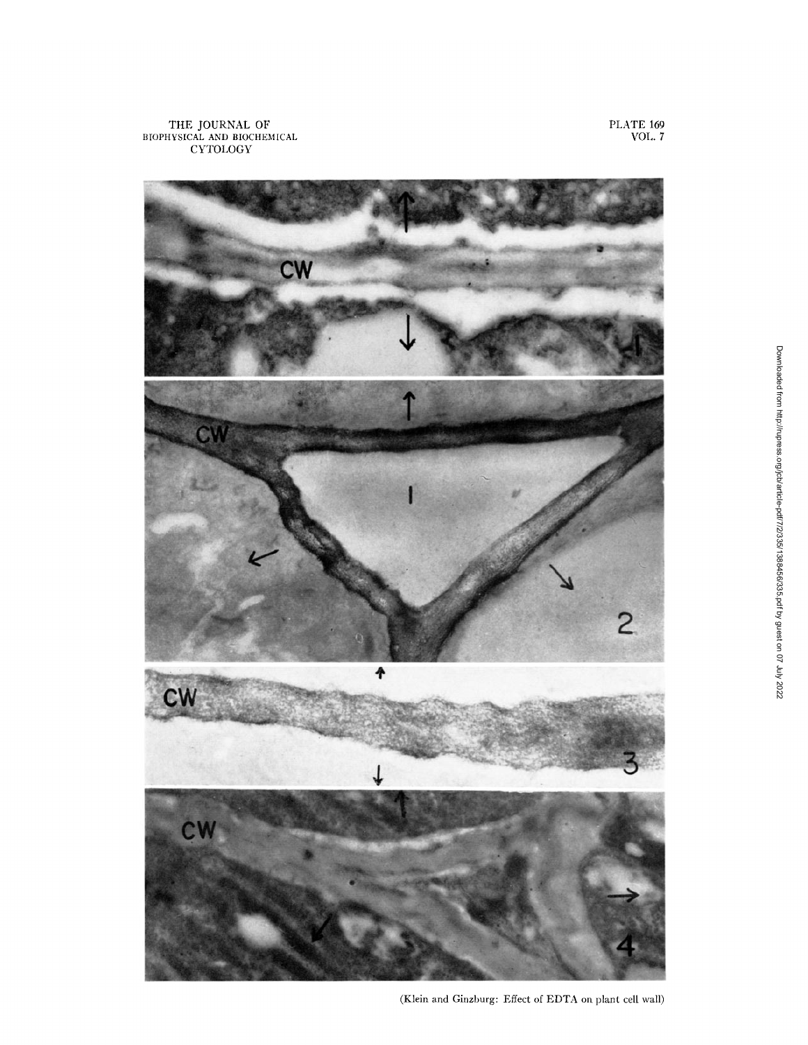(Klein and Ginzburg: Effect of EDTA on plant cell wall)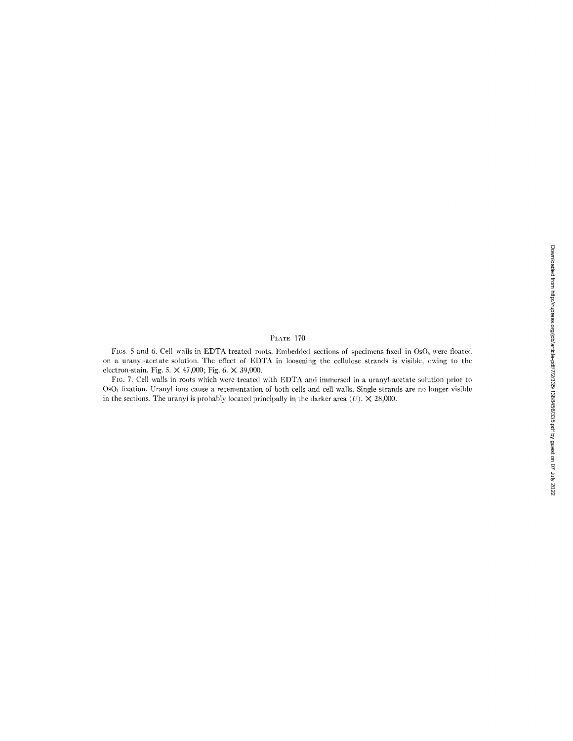PLATE 170

FIGS. 5 and 6. Cell walls in EDTA-treated roots. Embedded sections of specimens fixed in $OsO_4$ were floated on a uranyl-acetate solution. The effect of EDTA in loosening the cellulose strands is visible, owing to the electron-stain. Fig. 5. × 47,000; Fig. 6. × 39,000.

FIG. 7. Cell walls in roots which were treated with EDTA and immersed in a uranyl-acetate solution prior to $OsO_4$ fixation. Uranyl ions cause a recementation of both cells and cell walls. Single strands are no longer visible in the sections. The uranyl is probably located principally in the darker area (*U*). × 28,000.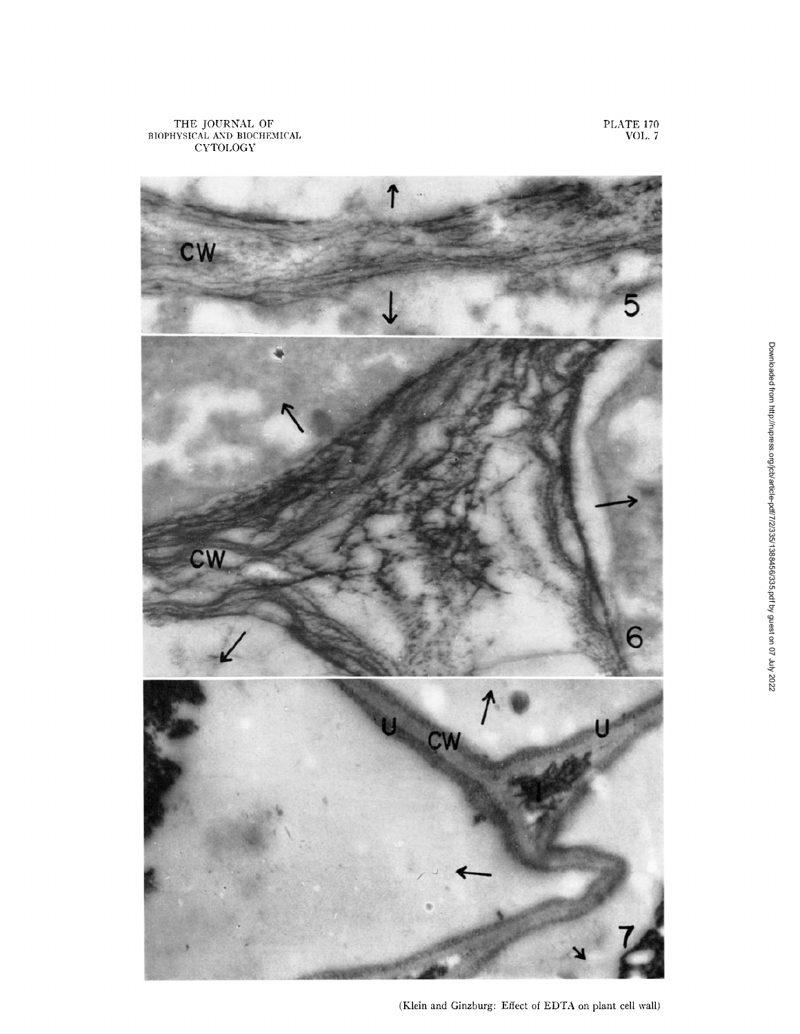(Klein and Ginzburg: Effect of EDTA on plant cell wall)